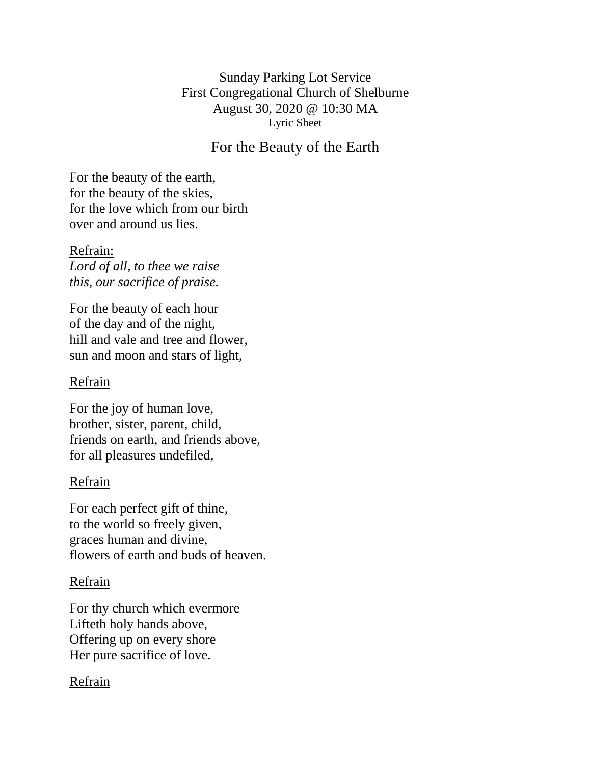Sunday Parking Lot Service
First Congregational Church of Shelburne
August 30, 2020 @ 10:30 MA
Lyric Sheet

## For the Beauty of the Earth

For the beauty of the earth,
for the beauty of the skies,
for the love which from our birth
over and around us lies.

Refrain:
*Lord of all, to thee we raise*
*this, our sacrifice of praise.*

For the beauty of each hour
of the day and of the night,
hill and vale and tree and flower,
sun and moon and stars of light,

Refrain

For the joy of human love,
brother, sister, parent, child,
friends on earth, and friends above,
for all pleasures undefiled,

Refrain

For each perfect gift of thine,
to the world so freely given,
graces human and divine,
flowers of earth and buds of heaven.

Refrain

For thy church which evermore
Lifteth holy hands above,
Offering up on every shore
Her pure sacrifice of love.

Refrain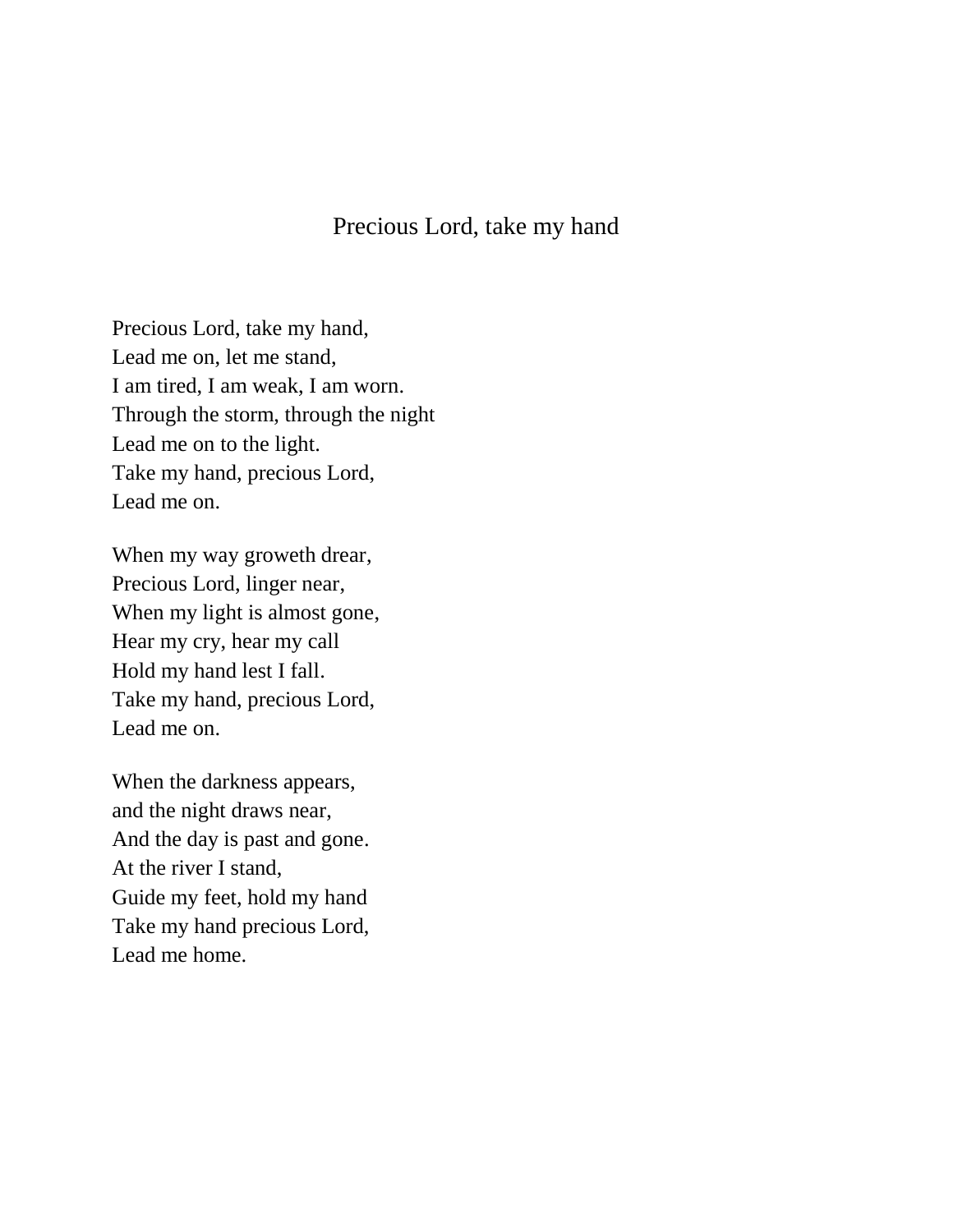# Precious Lord, take my hand

Precious Lord, take my hand,  
Lead me on, let me stand,  
I am tired, I am weak, I am worn.  
Through the storm, through the night  
Lead me on to the light.  
Take my hand, precious Lord,  
Lead me on.

When my way groweth drear,  
Precious Lord, linger near,  
When my light is almost gone,  
Hear my cry, hear my call  
Hold my hand lest I fall.  
Take my hand, precious Lord,  
Lead me on.

When the darkness appears,  
and the night draws near,  
And the day is past and gone.  
At the river I stand,  
Guide my feet, hold my hand  
Take my hand precious Lord,  
Lead me home.